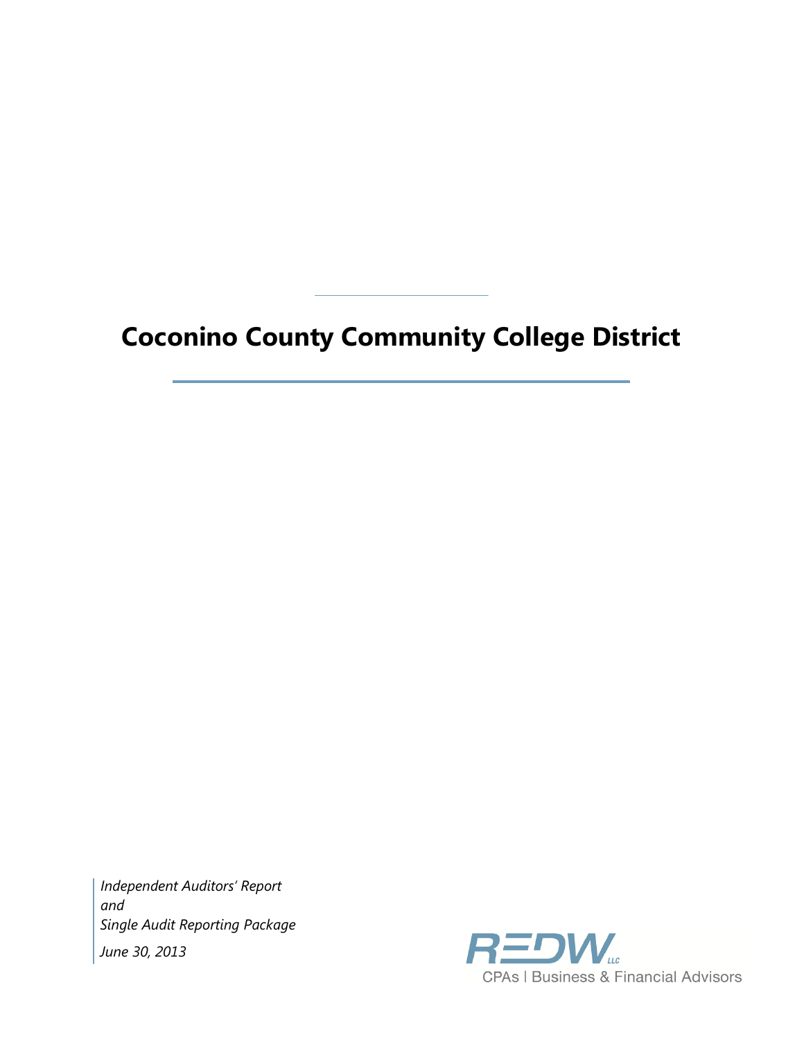# Coconino County Community College District

*Independent Auditors' Report*
*and*
*Single Audit Reporting Package*
*June 30, 2013*

REDW LLC
CPAs | Business & Financial Advisors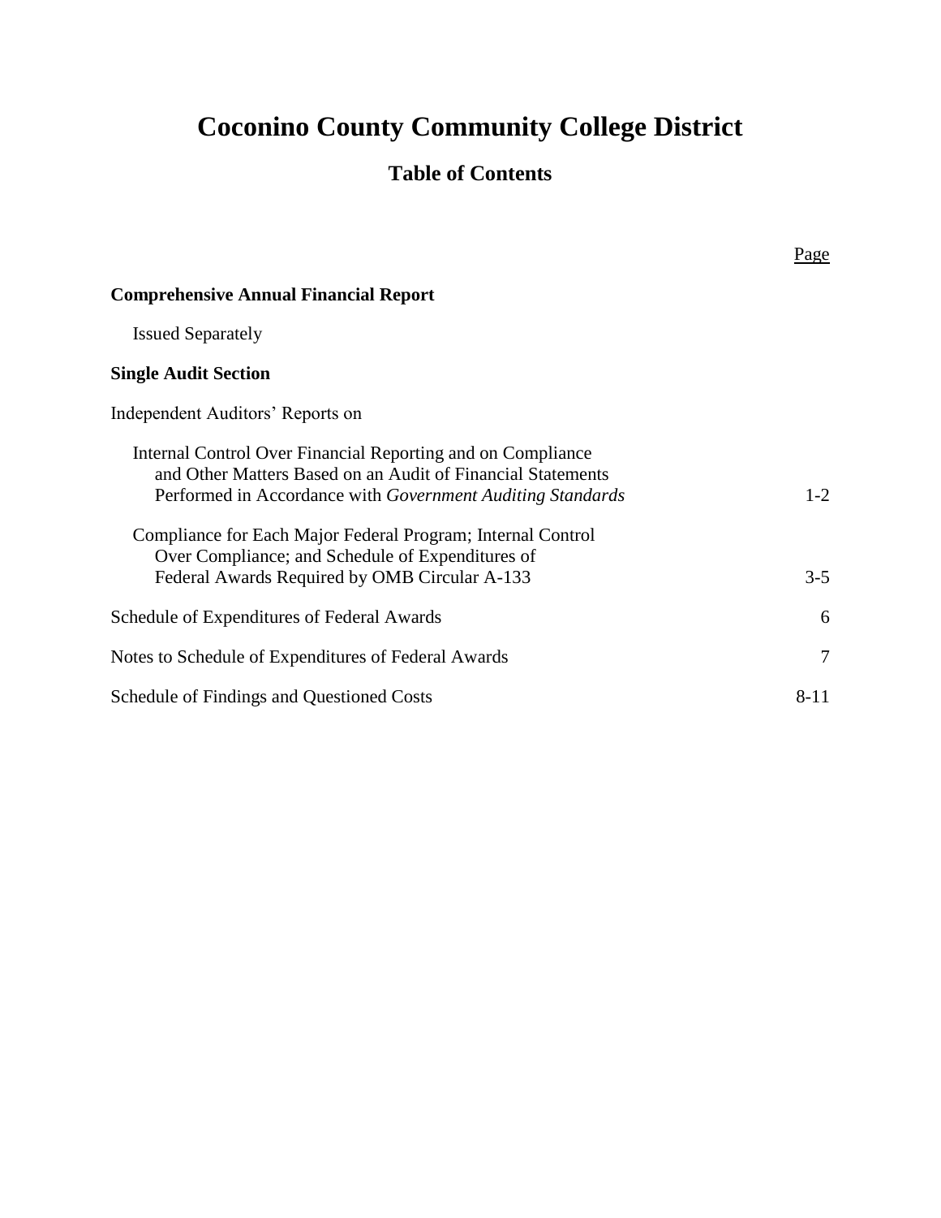# Coconino County Community College District

## Table of Contents

| | Page |
|---|---|
| **Comprehensive Annual Financial Report** | |
| Issued Separately | |
| **Single Audit Section** | |
| Independent Auditors' Reports on | |
| Internal Control Over Financial Reporting and on Compliance and Other Matters Based on an Audit of Financial Statements Performed in Accordance with *Government Auditing Standards* | 1-2 |
| Compliance for Each Major Federal Program; Internal Control Over Compliance; and Schedule of Expenditures of Federal Awards Required by OMB Circular A-133 | 3-5 |
| Schedule of Expenditures of Federal Awards | 6 |
| Notes to Schedule of Expenditures of Federal Awards | 7 |
| Schedule of Findings and Questioned Costs | 8-11 |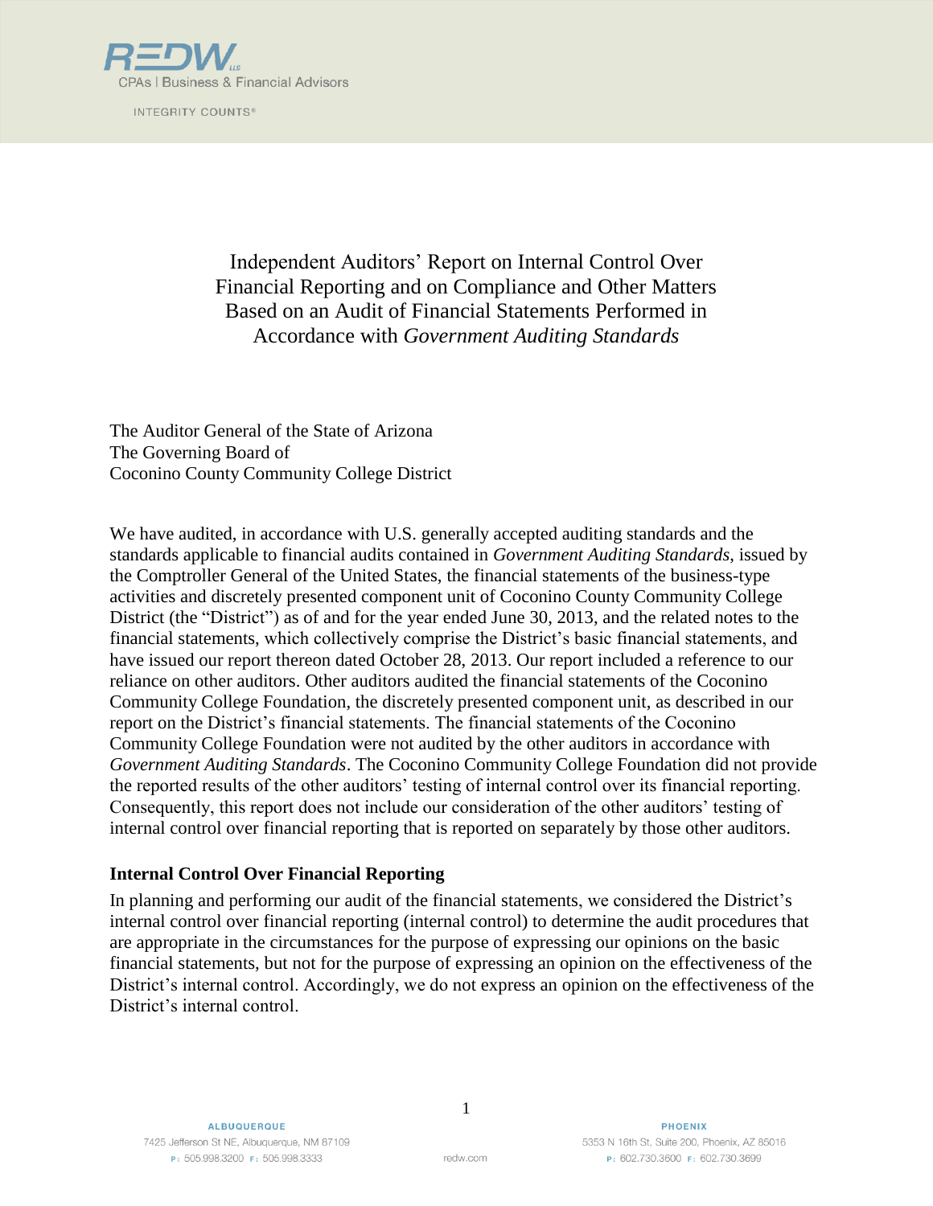# Independent Auditors' Report on Internal Control Over Financial Reporting and on Compliance and Other Matters Based on an Audit of Financial Statements Performed in Accordance with *Government Auditing Standards*

The Auditor General of the State of Arizona
The Governing Board of
Coconino County Community College District

We have audited, in accordance with U.S. generally accepted auditing standards and the standards applicable to financial audits contained in *Government Auditing Standards*, issued by the Comptroller General of the United States, the financial statements of the business-type activities and discretely presented component unit of Coconino County Community College District (the "District") as of and for the year ended June 30, 2013, and the related notes to the financial statements, which collectively comprise the District's basic financial statements, and have issued our report thereon dated October 28, 2013. Our report included a reference to our reliance on other auditors. Other auditors audited the financial statements of the Coconino Community College Foundation, the discretely presented component unit, as described in our report on the District's financial statements. The financial statements of the Coconino Community College Foundation were not audited by the other auditors in accordance with *Government Auditing Standards*. The Coconino Community College Foundation did not provide the reported results of the other auditors' testing of internal control over its financial reporting. Consequently, this report does not include our consideration of the other auditors' testing of internal control over financial reporting that is reported on separately by those other auditors.

## Internal Control Over Financial Reporting

In planning and performing our audit of the financial statements, we considered the District's internal control over financial reporting (internal control) to determine the audit procedures that are appropriate in the circumstances for the purpose of expressing our opinions on the basic financial statements, but not for the purpose of expressing an opinion on the effectiveness of the District's internal control. Accordingly, we do not express an opinion on the effectiveness of the District's internal control.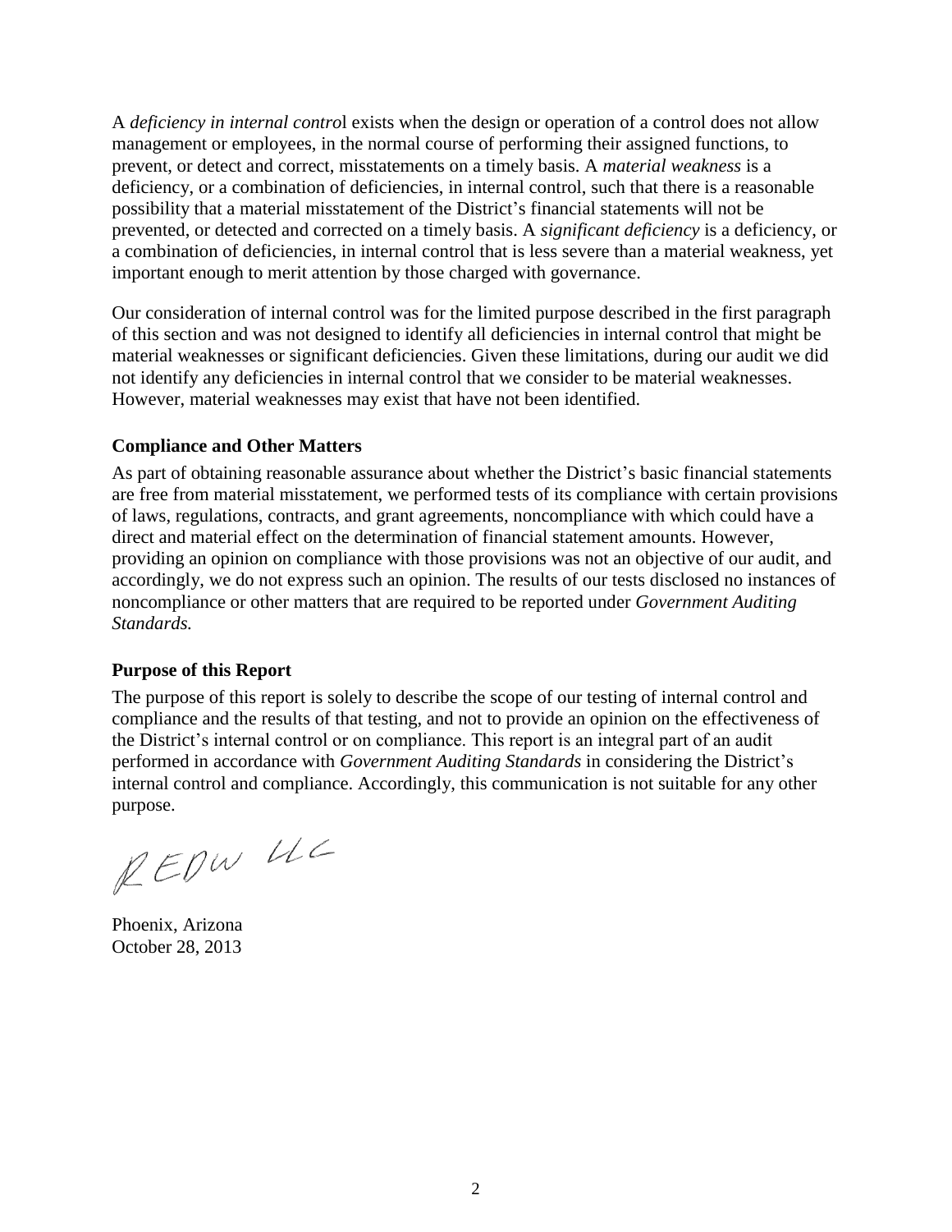A *deficiency in internal control* exists when the design or operation of a control does not allow management or employees, in the normal course of performing their assigned functions, to prevent, or detect and correct, misstatements on a timely basis. A *material weakness* is a deficiency, or a combination of deficiencies, in internal control, such that there is a reasonable possibility that a material misstatement of the District's financial statements will not be prevented, or detected and corrected on a timely basis. A *significant deficiency* is a deficiency, or a combination of deficiencies, in internal control that is less severe than a material weakness, yet important enough to merit attention by those charged with governance.

Our consideration of internal control was for the limited purpose described in the first paragraph of this section and was not designed to identify all deficiencies in internal control that might be material weaknesses or significant deficiencies. Given these limitations, during our audit we did not identify any deficiencies in internal control that we consider to be material weaknesses. However, material weaknesses may exist that have not been identified.

**Compliance and Other Matters**

As part of obtaining reasonable assurance about whether the District's basic financial statements are free from material misstatement, we performed tests of its compliance with certain provisions of laws, regulations, contracts, and grant agreements, noncompliance with which could have a direct and material effect on the determination of financial statement amounts. However, providing an opinion on compliance with those provisions was not an objective of our audit, and accordingly, we do not express such an opinion. The results of our tests disclosed no instances of noncompliance or other matters that are required to be reported under *Government Auditing Standards.*

**Purpose of this Report**

The purpose of this report is solely to describe the scope of our testing of internal control and compliance and the results of that testing, and not to provide an opinion on the effectiveness of the District's internal control or on compliance. This report is an integral part of an audit performed in accordance with *Government Auditing Standards* in considering the District's internal control and compliance. Accordingly, this communication is not suitable for any other purpose.

REDW LLC

Phoenix, Arizona
October 28, 2013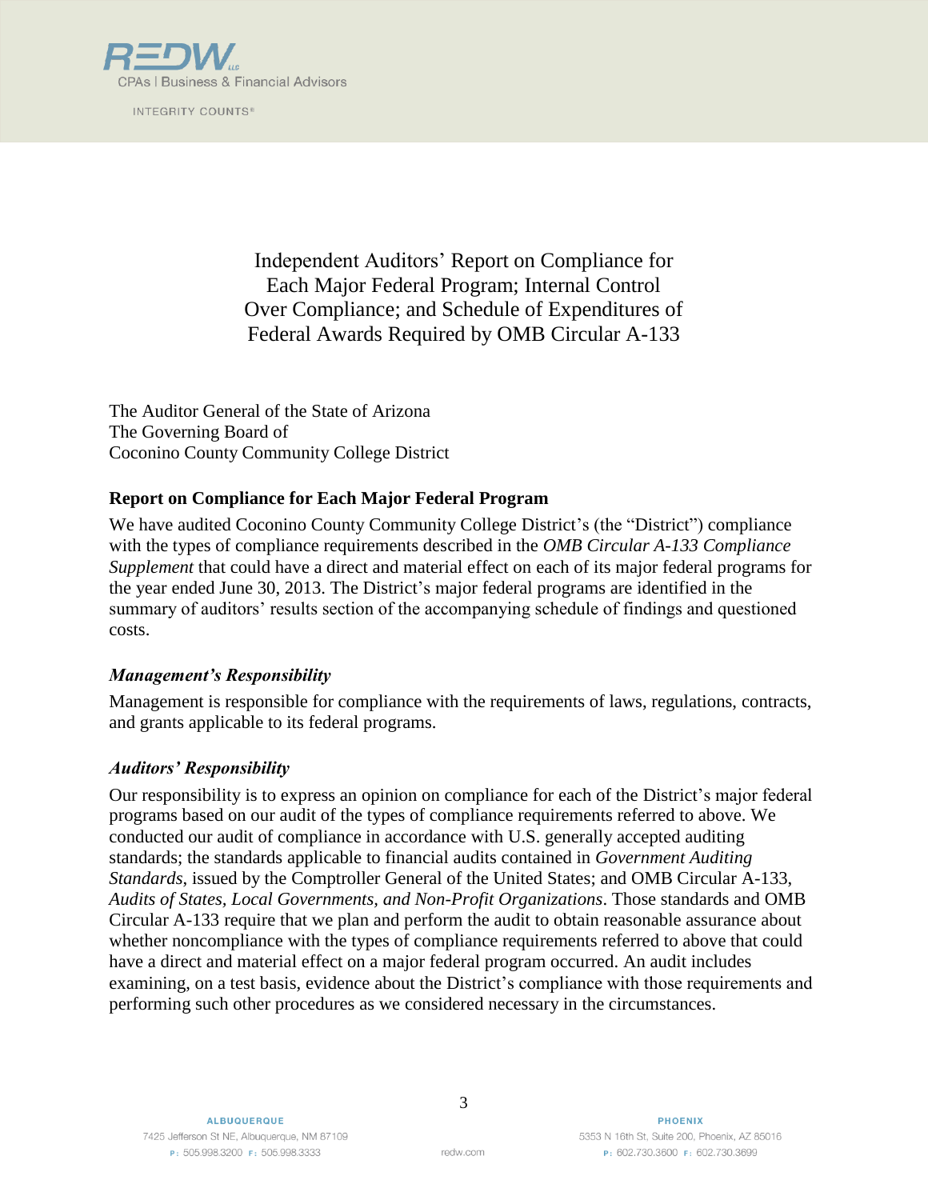# Independent Auditors' Report on Compliance for Each Major Federal Program; Internal Control Over Compliance; and Schedule of Expenditures of Federal Awards Required by OMB Circular A-133

The Auditor General of the State of Arizona
The Governing Board of
Coconino County Community College District

## Report on Compliance for Each Major Federal Program

We have audited Coconino County Community College District's (the "District") compliance with the types of compliance requirements described in the *OMB Circular A-133 Compliance Supplement* that could have a direct and material effect on each of its major federal programs for the year ended June 30, 2013. The District's major federal programs are identified in the summary of auditors' results section of the accompanying schedule of findings and questioned costs.

### *Management's Responsibility*

Management is responsible for compliance with the requirements of laws, regulations, contracts, and grants applicable to its federal programs.

### *Auditors' Responsibility*

Our responsibility is to express an opinion on compliance for each of the District's major federal programs based on our audit of the types of compliance requirements referred to above. We conducted our audit of compliance in accordance with U.S. generally accepted auditing standards; the standards applicable to financial audits contained in *Government Auditing Standards*, issued by the Comptroller General of the United States; and OMB Circular A-133, *Audits of States, Local Governments, and Non-Profit Organizations*. Those standards and OMB Circular A-133 require that we plan and perform the audit to obtain reasonable assurance about whether noncompliance with the types of compliance requirements referred to above that could have a direct and material effect on a major federal program occurred. An audit includes examining, on a test basis, evidence about the District's compliance with those requirements and performing such other procedures as we considered necessary in the circumstances.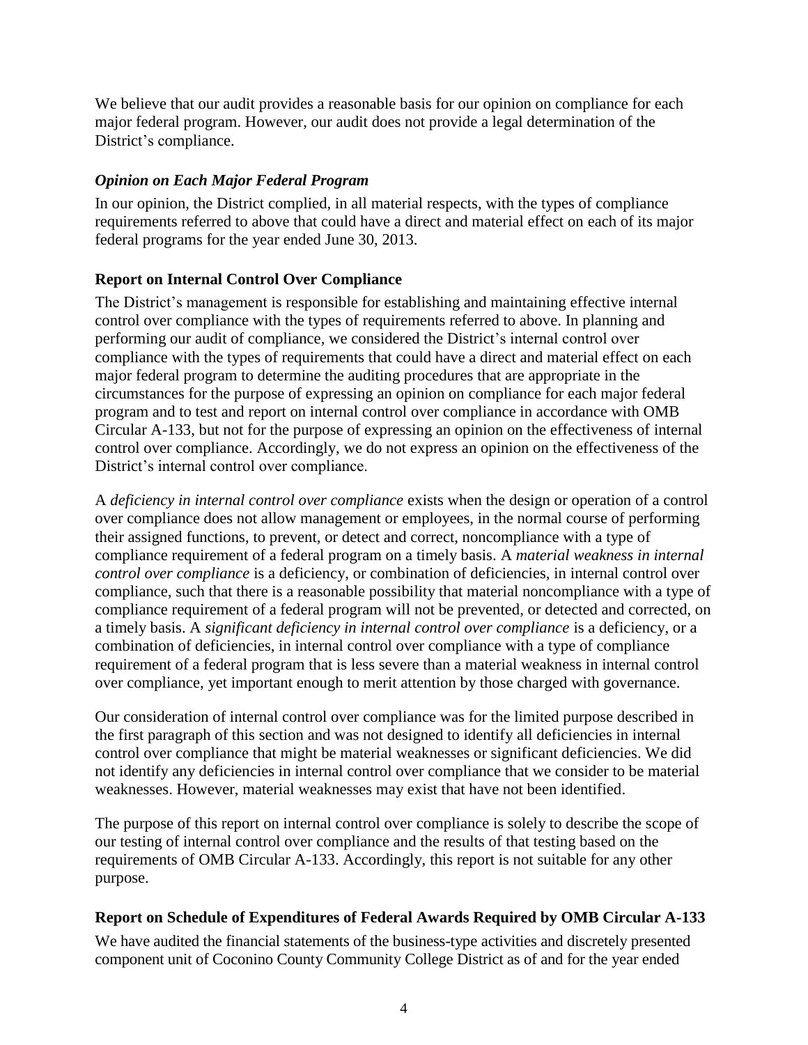We believe that our audit provides a reasonable basis for our opinion on compliance for each major federal program. However, our audit does not provide a legal determination of the District's compliance.

### *Opinion on Each Major Federal Program*

In our opinion, the District complied, in all material respects, with the types of compliance requirements referred to above that could have a direct and material effect on each of its major federal programs for the year ended June 30, 2013.

## Report on Internal Control Over Compliance

The District's management is responsible for establishing and maintaining effective internal control over compliance with the types of requirements referred to above. In planning and performing our audit of compliance, we considered the District's internal control over compliance with the types of requirements that could have a direct and material effect on each major federal program to determine the auditing procedures that are appropriate in the circumstances for the purpose of expressing an opinion on compliance for each major federal program and to test and report on internal control over compliance in accordance with OMB Circular A-133, but not for the purpose of expressing an opinion on the effectiveness of internal control over compliance. Accordingly, we do not express an opinion on the effectiveness of the District's internal control over compliance.

A *deficiency in internal control over compliance* exists when the design or operation of a control over compliance does not allow management or employees, in the normal course of performing their assigned functions, to prevent, or detect and correct, noncompliance with a type of compliance requirement of a federal program on a timely basis. A *material weakness in internal control over compliance* is a deficiency, or combination of deficiencies, in internal control over compliance, such that there is a reasonable possibility that material noncompliance with a type of compliance requirement of a federal program will not be prevented, or detected and corrected, on a timely basis. A *significant deficiency in internal control over compliance* is a deficiency, or a combination of deficiencies, in internal control over compliance with a type of compliance requirement of a federal program that is less severe than a material weakness in internal control over compliance, yet important enough to merit attention by those charged with governance.

Our consideration of internal control over compliance was for the limited purpose described in the first paragraph of this section and was not designed to identify all deficiencies in internal control over compliance that might be material weaknesses or significant deficiencies. We did not identify any deficiencies in internal control over compliance that we consider to be material weaknesses. However, material weaknesses may exist that have not been identified.

The purpose of this report on internal control over compliance is solely to describe the scope of our testing of internal control over compliance and the results of that testing based on the requirements of OMB Circular A-133. Accordingly, this report is not suitable for any other purpose.

## Report on Schedule of Expenditures of Federal Awards Required by OMB Circular A-133

We have audited the financial statements of the business-type activities and discretely presented component unit of Coconino County Community College District as of and for the year ended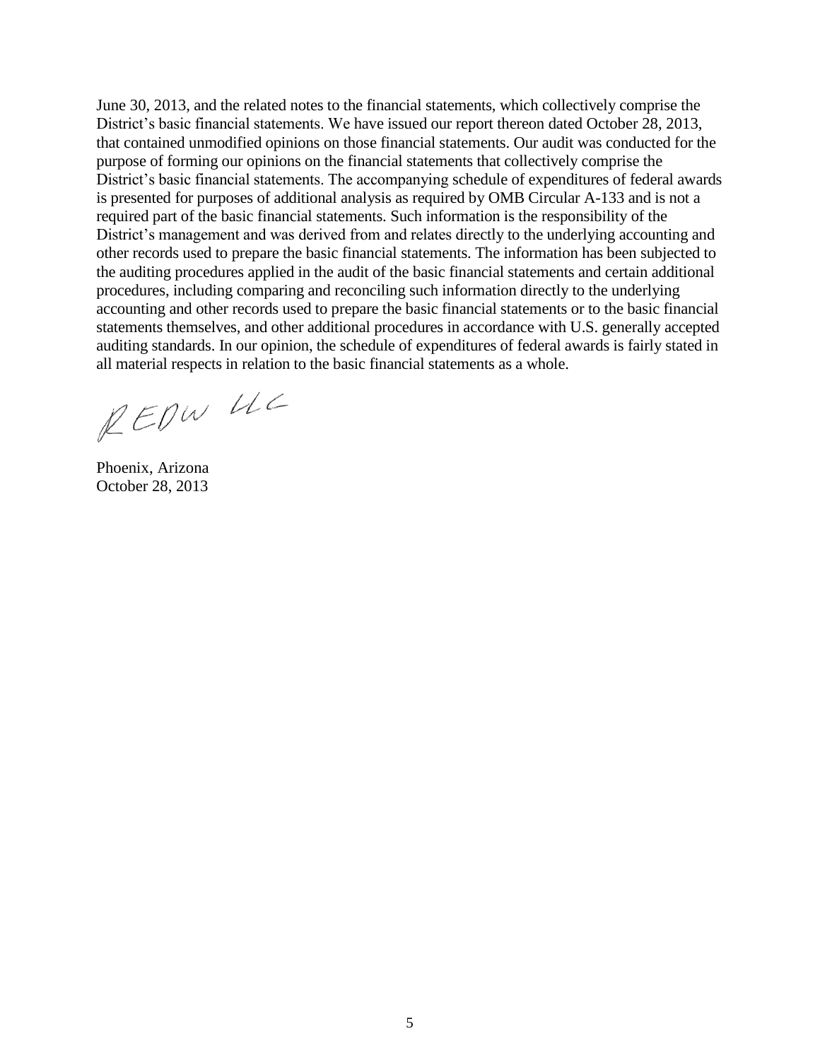June 30, 2013, and the related notes to the financial statements, which collectively comprise the District's basic financial statements. We have issued our report thereon dated October 28, 2013, that contained unmodified opinions on those financial statements. Our audit was conducted for the purpose of forming our opinions on the financial statements that collectively comprise the District's basic financial statements. The accompanying schedule of expenditures of federal awards is presented for purposes of additional analysis as required by OMB Circular A-133 and is not a required part of the basic financial statements. Such information is the responsibility of the District's management and was derived from and relates directly to the underlying accounting and other records used to prepare the basic financial statements. The information has been subjected to the auditing procedures applied in the audit of the basic financial statements and certain additional procedures, including comparing and reconciling such information directly to the underlying accounting and other records used to prepare the basic financial statements or to the basic financial statements themselves, and other additional procedures in accordance with U.S. generally accepted auditing standards. In our opinion, the schedule of expenditures of federal awards is fairly stated in all material respects in relation to the basic financial statements as a whole.

REDW LLC

Phoenix, Arizona
October 28, 2013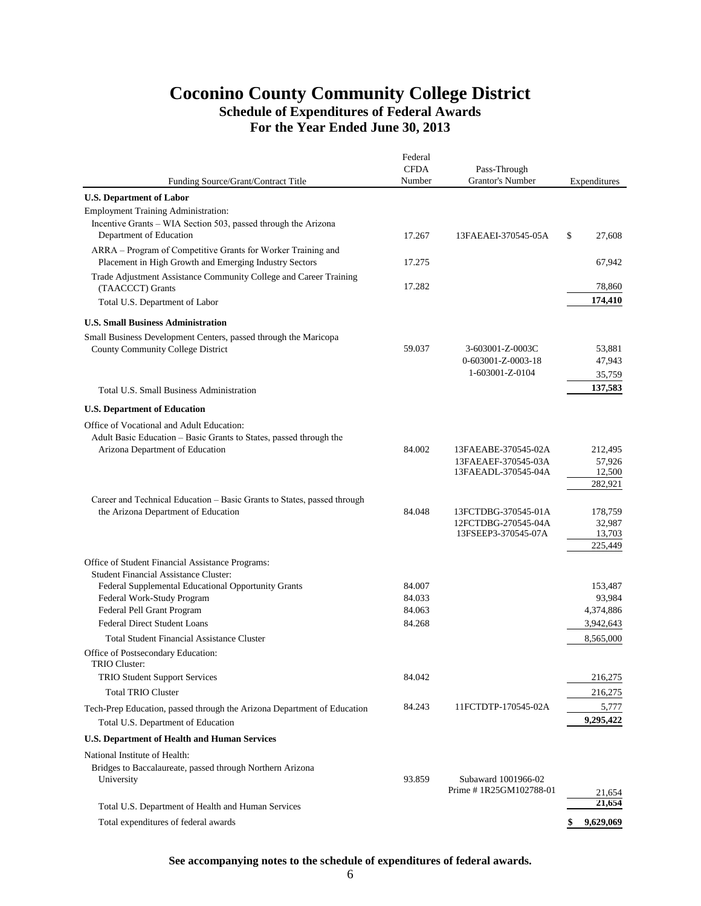# Coconino County Community College District

## Schedule of Expenditures of Federal Awards

## For the Year Ended June 30, 2013

| Funding Source/Grant/Contract Title | Federal CFDA Number | Pass-Through Grantor's Number | Expenditures |
|---|---|---|---|
| **U.S. Department of Labor** | | | |
| Employment Training Administration: | | | |
| Incentive Grants – WIA Section 503, passed through the Arizona Department of Education | 17.267 | 13FAEAEI-370545-05A | $ 27,608 |
| ARRA – Program of Competitive Grants for Worker Training and Placement in High Growth and Emerging Industry Sectors | 17.275 | | 67,942 |
| Trade Adjustment Assistance Community College and Career Training (TAACCCT) Grants | 17.282 | | 78,860 |
| Total U.S. Department of Labor | | | **174,410** |
| **U.S. Small Business Administration** | | | |
| Small Business Development Centers, passed through the Maricopa County Community College District | 59.037 | 3-603001-Z-0003C | 53,881 |
| | | 0-603001-Z-0003-18 | 47,943 |
| | | 1-603001-Z-0104 | 35,759 |
| Total U.S. Small Business Administration | | | **137,583** |
| **U.S. Department of Education** | | | |
| Office of Vocational and Adult Education: | | | |
| Adult Basic Education – Basic Grants to States, passed through the Arizona Department of Education | 84.002 | 13FAEABE-370545-02A | 212,495 |
| | | 13FAEAEF-370545-03A | 57,926 |
| | | 13FAEADL-370545-04A | 12,500 |
| | | | 282,921 |
| Career and Technical Education – Basic Grants to States, passed through the Arizona Department of Education | 84.048 | 13FCTDBG-370545-01A | 178,759 |
| | | 12FCTDBG-270545-04A | 32,987 |
| | | 13FSEEP3-370545-07A | 13,703 |
| | | | 225,449 |
| Office of Student Financial Assistance Programs: | | | |
| Student Financial Assistance Cluster: | | | |
| Federal Supplemental Educational Opportunity Grants | 84.007 | | 153,487 |
| Federal Work-Study Program | 84.033 | | 93,984 |
| Federal Pell Grant Program | 84.063 | | 4,374,886 |
| Federal Direct Student Loans | 84.268 | | 3,942,643 |
| Total Student Financial Assistance Cluster | | | 8,565,000 |
| Office of Postsecondary Education: | | | |
| TRIO Cluster: | | | |
| TRIO Student Support Services | 84.042 | | 216,275 |
| Total TRIO Cluster | | | 216,275 |
| Tech-Prep Education, passed through the Arizona Department of Education | 84.243 | 11FCTDTP-170545-02A | 5,777 |
| Total U.S. Department of Education | | | **9,295,422** |
| **U.S. Department of Health and Human Services** | | | |
| National Institute of Health: | | | |
| Bridges to Baccalaureate, passed through Northern Arizona University | 93.859 | Subaward 1001966-02 Prime # 1R25GM102788-01 | 21,654 |
| Total U.S. Department of Health and Human Services | | | **21,654** |
| Total expenditures of federal awards | | | **$ 9,629,069** |

**See accompanying notes to the schedule of expenditures of federal awards.**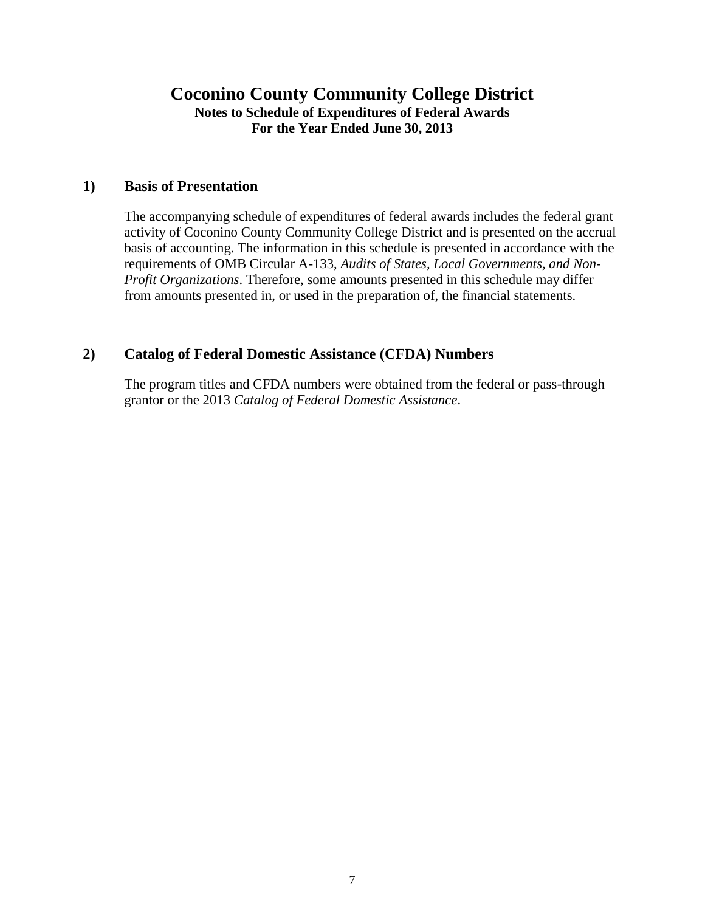# Coconino County Community College District

**Notes to Schedule of Expenditures of Federal Awards**
**For the Year Ended June 30, 2013**

## 1) Basis of Presentation

The accompanying schedule of expenditures of federal awards includes the federal grant activity of Coconino County Community College District and is presented on the accrual basis of accounting. The information in this schedule is presented in accordance with the requirements of OMB Circular A-133, *Audits of States, Local Governments, and Non-Profit Organizations*. Therefore, some amounts presented in this schedule may differ from amounts presented in, or used in the preparation of, the financial statements.

## 2) Catalog of Federal Domestic Assistance (CFDA) Numbers

The program titles and CFDA numbers were obtained from the federal or pass-through grantor or the 2013 *Catalog of Federal Domestic Assistance*.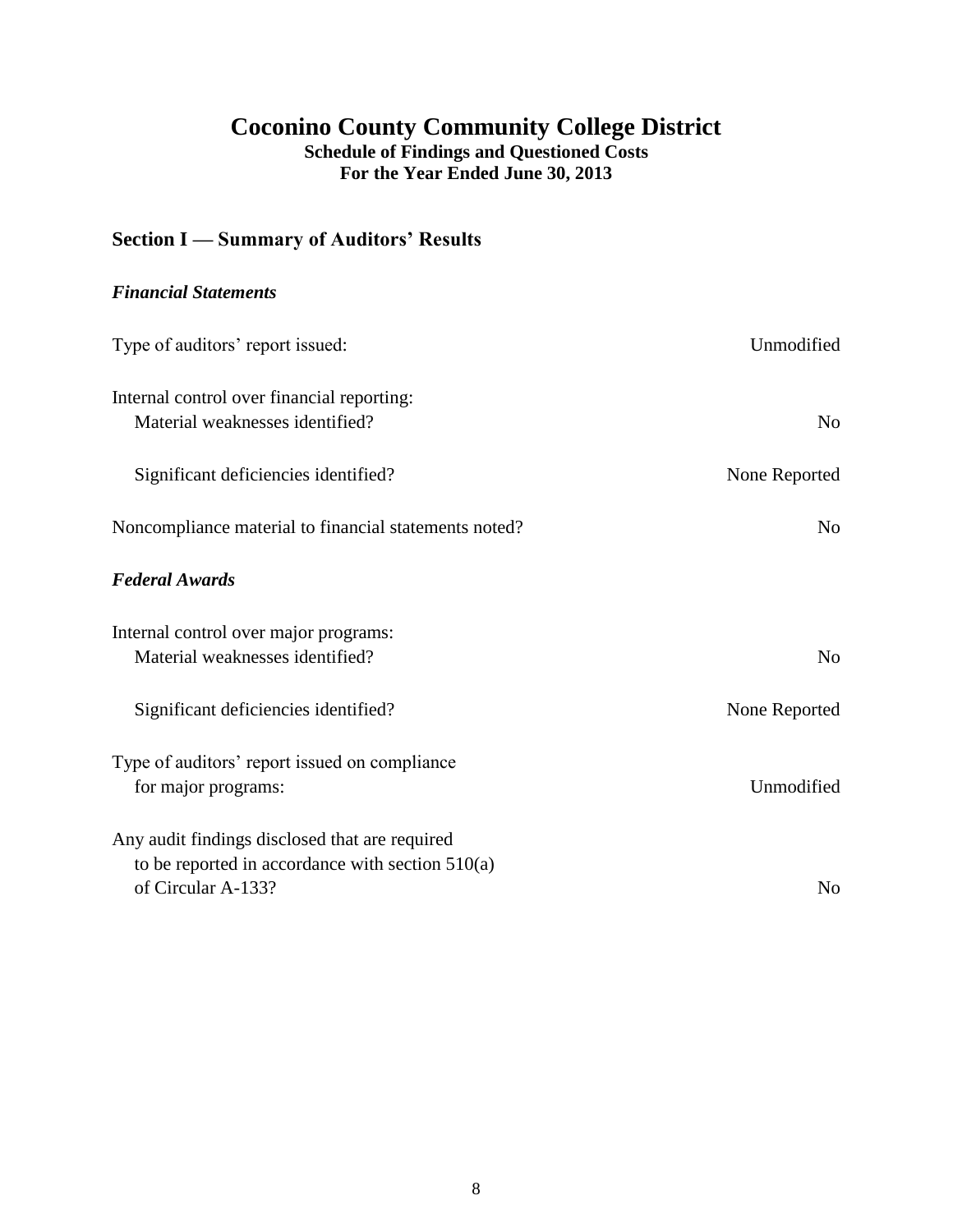# Coconino County Community College District

**Schedule of Findings and Questioned Costs**
**For the Year Ended June 30, 2013**

## Section I — Summary of Auditors' Results

### *Financial Statements*

| | |
|---|---|
| Type of auditors' report issued: | Unmodified |
| Internal control over financial reporting: | |
| Material weaknesses identified? | No |
| Significant deficiencies identified? | None Reported |
| Noncompliance material to financial statements noted? | No |

### *Federal Awards*

| | |
|---|---|
| Internal control over major programs: | |
| Material weaknesses identified? | No |
| Significant deficiencies identified? | None Reported |
| Type of auditors' report issued on compliance for major programs: | Unmodified |
| Any audit findings disclosed that are required to be reported in accordance with section 510(a) of Circular A-133? | No |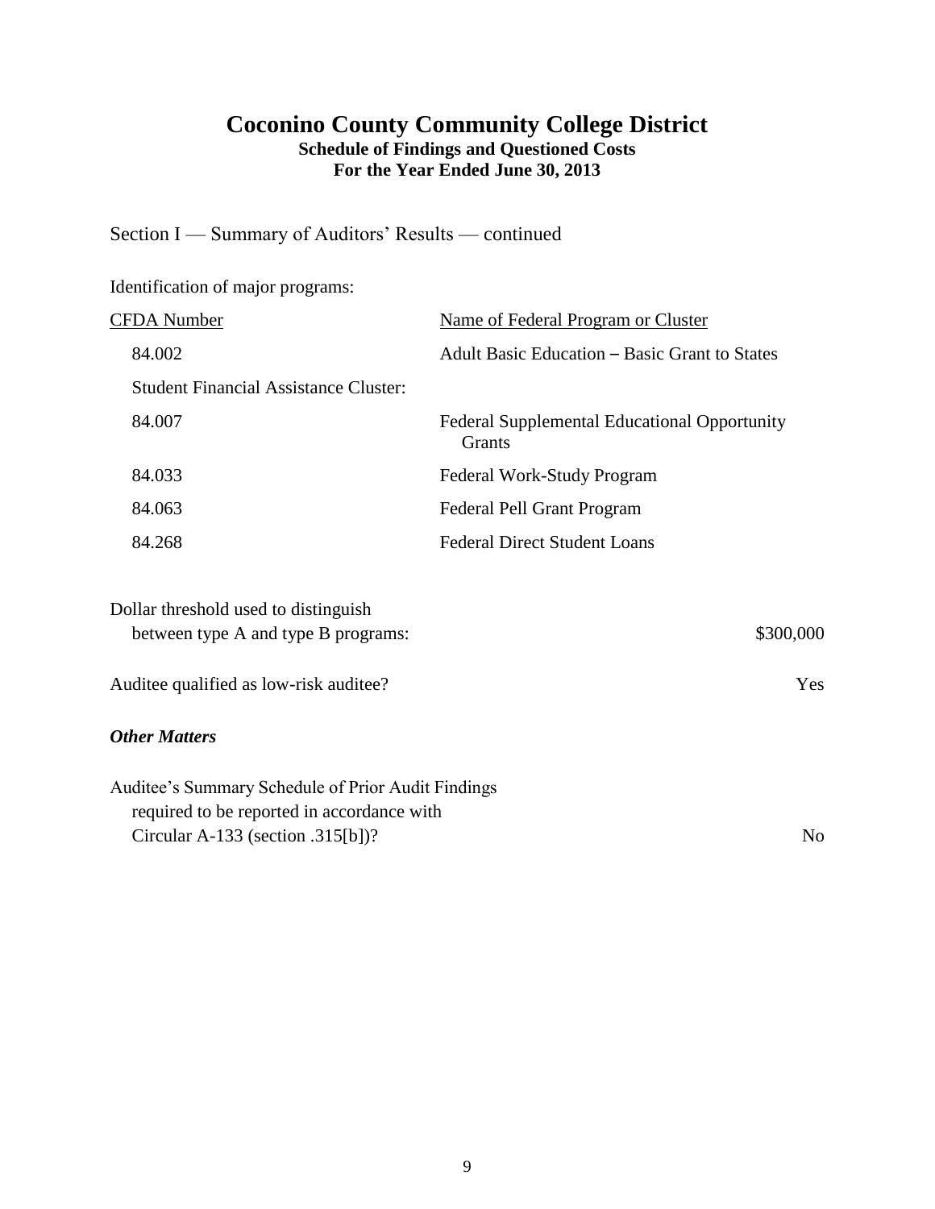# Coconino County Community College District

**Schedule of Findings and Questioned Costs**
**For the Year Ended June 30, 2013**

Section I — Summary of Auditors' Results — continued

Identification of major programs:

| CFDA Number | Name of Federal Program or Cluster |
|---|---|
| 84.002 | Adult Basic Education – Basic Grant to States |
| Student Financial Assistance Cluster: | |
| 84.007 | Federal Supplemental Educational Opportunity Grants |
| 84.033 | Federal Work-Study Program |
| 84.063 | Federal Pell Grant Program |
| 84.268 | Federal Direct Student Loans |

Dollar threshold used to distinguish between type A and type B programs: $300,000

Auditee qualified as low-risk auditee? Yes

***Other Matters***

Auditee's Summary Schedule of Prior Audit Findings required to be reported in accordance with Circular A-133 (section .315[b])? No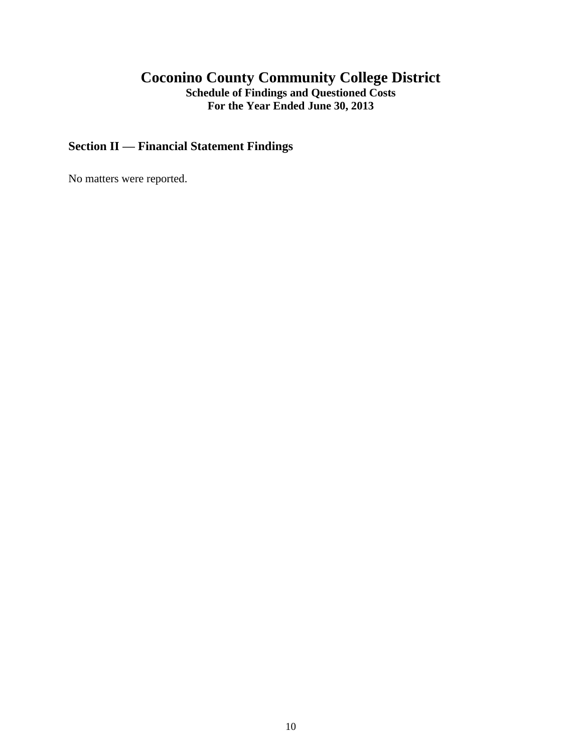# Coconino County Community College District

**Schedule of Findings and Questioned Costs**
**For the Year Ended June 30, 2013**

## Section II — Financial Statement Findings

No matters were reported.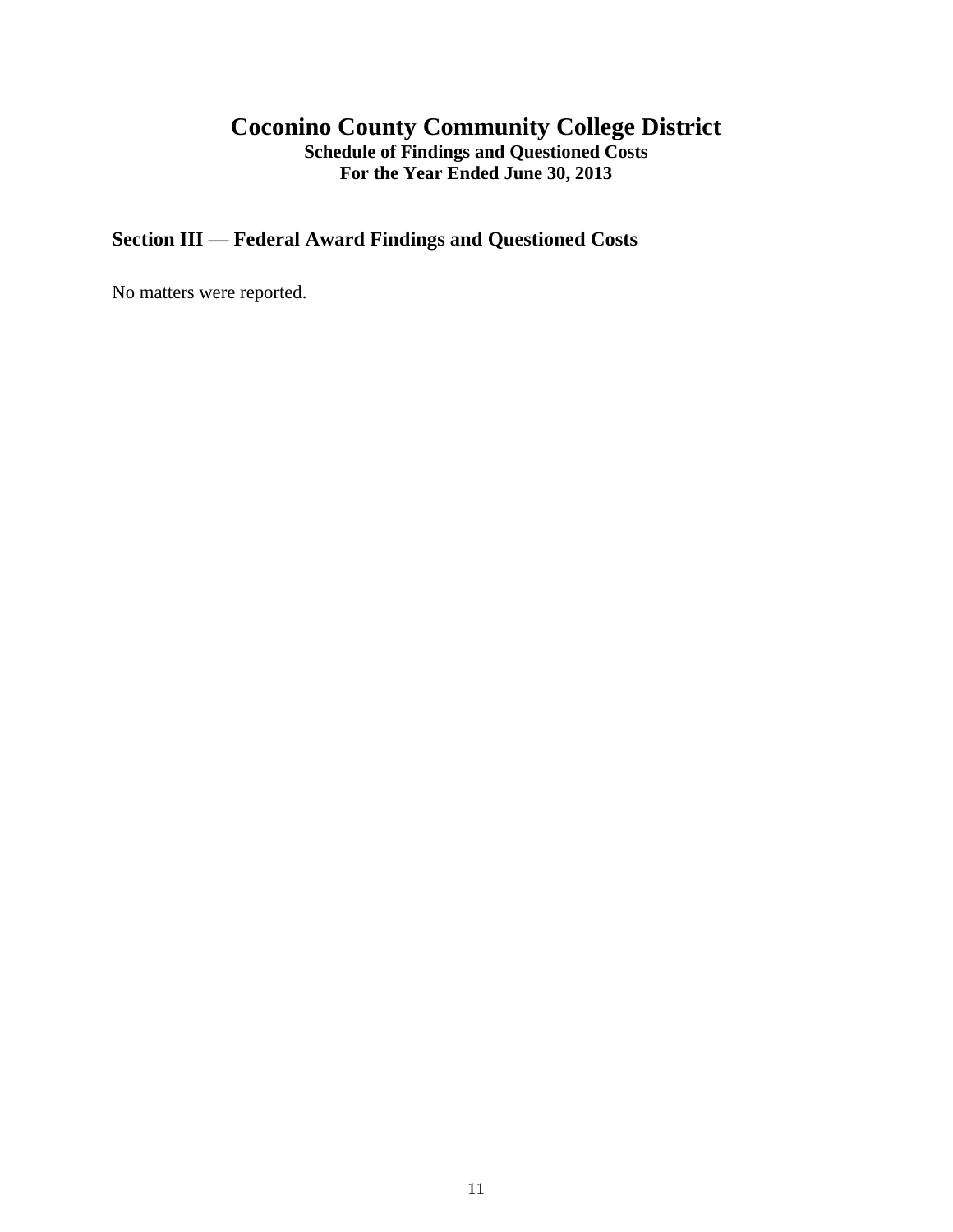# Coconino County Community College District

**Schedule of Findings and Questioned Costs**
**For the Year Ended June 30, 2013**

## Section III — Federal Award Findings and Questioned Costs

No matters were reported.